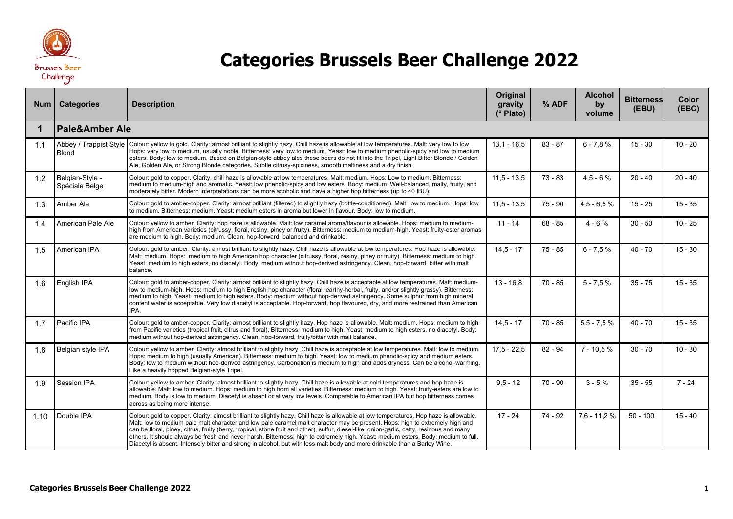# Categories Brussels Beer Challenge 2022

| Num | Categories | Description | Original gravity (° Plato) | % ADF | Alcohol by volume | Bitterness (EBU) | Color (EBC) |
|---|---|---|---|---|---|---|---|
| **1** | **Pale&Amber Ale** | | | | | | |
| 1.1 | Abbey / Trappist Style Blond | Colour: yellow to gold. Clarity: almost brilliant to slightly hazy. Chill haze is allowable at low temperatures. Malt: very low to low. Hops: very low to medium, usually noble. Bitterness: very low to medium. Yeast: low to medium phenolic-spicy and low to medium esters. Body: low to medium. Based on Belgian-style abbey ales these beers do not fit into the Tripel, Light Bitter Blonde / Golden Ale, Golden Ale, or Strong Blonde categories. Subtle citrusy-spiciness, smooth maltiness and a dry finish. | 13,1 - 16,5 | 83 - 87 | 6 - 7,8 % | 15 - 30 | 10 - 20 |
| 1.2 | Belgian-Style - Spéciale Belge | Colour: gold to copper. Clarity: chill haze is allowable at low temperatures. Malt: medium. Hops: Low to medium. Bitterness: medium to medium-high and aromatic. Yeast: low phenolic-spicy and low esters. Body: medium. Well-balanced, malty, fruity, and moderately bitter. Modern interpretations can be more acoholic and have a higher hop bitterness (up to 40 IBU). | 11,5 - 13,5 | 73 - 83 | 4,5 - 6 % | 20 - 40 | 20 - 40 |
| 1.3 | Amber Ale | Colour: gold to amber-copper. Clarity: almost brilliant (filtered) to slightly hazy (bottle-conditioned). Malt: low to medium. Hops: low to medium. Bitterness: medium. Yeast: medium esters in aroma but lower in flavour. Body: low to medium. | 11,5 - 13,5 | 75 - 90 | 4,5 - 6,5 % | 15 - 25 | 15 - 35 |
| 1.4 | American Pale Ale | Colour: yellow to amber. Clarity: hop haze is allowable. Malt: low caramel aroma/flavour is allowable. Hops: medium to medium-high from American varieties (citrussy, floral, resiny, piney or fruity). Bitterness: medium to medium-high. Yeast: fruity-ester aromas are medium to high. Body: medium. Clean, hop-forward, balanced and drinkable. | 11 - 14 | 68 - 85 | 4 - 6 % | 30 - 50 | 10 - 25 |
| 1.5 | American IPA | Colour: gold to amber. Clarity: almost brilliant to slightly hazy. Chill haze is allowable at low temperatures. Hop haze is allowable. Malt: medium. Hops: medium to high American hop character (citrussy, floral, resiny, piney or fruity). Bitterness: medium to high. Yeast: medium to high esters, no diacetyl. Body: medium without hop-derived astringency. Clean, hop-forward, bitter with malt balance. | 14,5 - 17 | 75 - 85 | 6 - 7,5 % | 40 - 70 | 15 - 30 |
| 1.6 | English IPA | Colour: gold to amber-copper. Clarity: almost brilliant to slightly hazy. Chill haze is acceptable at low temperatures. Malt: medium-low to medium-high. Hops: medium to high English hop character (floral, earthy-herbal, fruity, and/or slightly grassy). Bitterness: medium to high. Yeast: medium to high esters. Body: medium without hop-derived astringency. Some sulphur from high mineral content water is acceptable. Very low diacetyl is acceptable. Hop-forward, hop flavoured, dry, and more restrained than American IPA. | 13 - 16,8 | 70 - 85 | 5 - 7,5 % | 35 - 75 | 15 - 35 |
| 1.7 | Pacific IPA | Colour: gold to amber-copper. Clarity: almost brilliant to slightly hazy. Hop haze is allowable. Malt: medium. Hops: medium to high from Pacific varieties (tropical fruit, citrus and floral). Bitterness: medium to high. Yeast: medium to high esters, no diacetyl. Body: medium without hop-derived astringency. Clean, hop-forward, fruity/bitter with malt balance. | 14,5 - 17 | 70 - 85 | 5,5 - 7,5 % | 40 - 70 | 15 - 35 |
| 1.8 | Belgian style IPA | Colour: yellow to amber. Clarity: almost brilliant to slightly hazy. Chill haze is acceptable at low temperatures. Malt: low to medium. Hops: medium to high (usually American). Bitterness: medium to high. Yeast: low to medium phenolic-spicy and medium esters. Body: low to medium without hop-derived astringency. Carbonation is medium to high and adds dryness. Can be alcohol-warming. Like a heavily hopped Belgian-style Tripel. | 17,5 - 22,5 | 82 - 94 | 7 - 10,5 % | 30 - 70 | 10 - 30 |
| 1.9 | Session IPA | Colour: yellow to amber. Clarity: almost brilliant to slightly hazy. Chill haze is allowable at cold temperatures and hop haze is allowable. Malt: low to medium. Hops: medium to high from all varieties. Bitterness: medium to high. Yeast: fruity-esters are low to medium. Body is low to medium. Diacetyl is absent or at very low levels. Comparable to American IPA but hop bitterness comes across as being more intense. | 9,5 - 12 | 70 - 90 | 3 - 5 % | 35 - 55 | 7 - 24 |
| 1.10 | Double IPA | Colour: gold to copper. Clarity: almost brilliant to slightly hazy. Chill haze is allowable at low temperatures. Hop haze is allowable. Malt: low to medium pale malt character and low pale caramel malt character may be present. Hops: high to extremely high and can be floral, piney, citrus, fruity (berry, tropical, stone fruit and other), sulfur, diesel-like, onion-garlic, catty, resinous and many others. It should always be fresh and never harsh. Bitterness: high to extremely high. Yeast: medium esters. Body: medium to full. Diacetyl is absent. Intensely bitter and strong in alcohol, but with less malt body and more drinkable than a Barley Wine. | 17 - 24 | 74 - 92 | 7,6 - 11,2 % | 50 - 100 | 15 - 40 |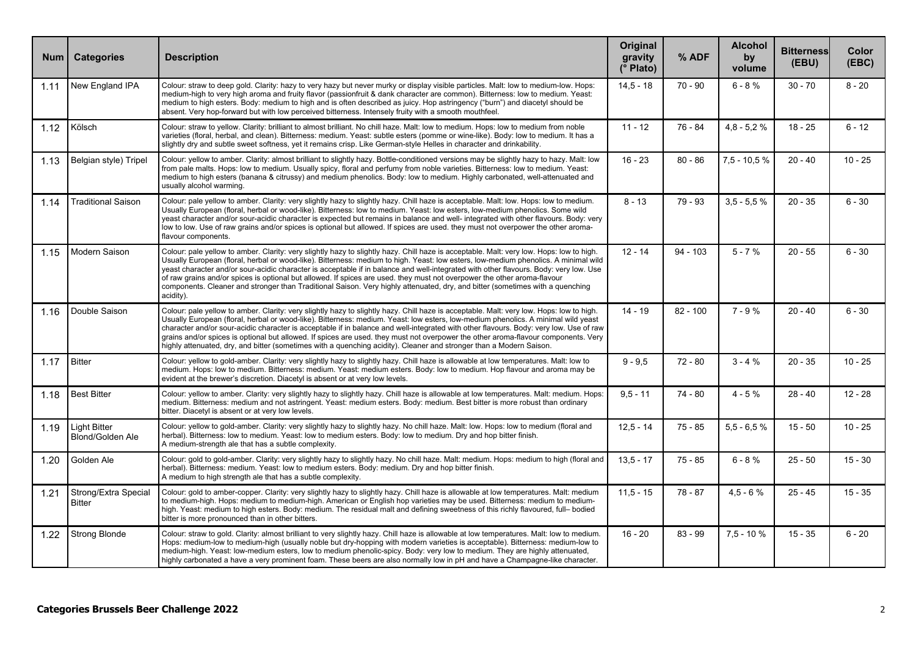| Num | Categories | Description | Original gravity (° Plato) | % ADF | Alcohol by volume | Bitterness (EBU) | Color (EBC) |
|---|---|---|---|---|---|---|---|
| 1.11 | New England IPA | Colour: straw to deep gold. Clarity: hazy to very hazy but never murky or display visible particles. Malt: low to medium-low. Hops: medium-high to very high aroma and fruity flavor (passionfruit & dank character are common). Bitterness: low to medium. Yeast: medium to high esters. Body: medium to high and is often described as juicy. Hop astringency ("burn") and diacetyl should be absent. Very hop-forward but with low perceived bitterness. Intensely fruity with a smooth mouthfeel. | 14,5 - 18 | 70 - 90 | 6 - 8 % | 30 - 70 | 8 - 20 |
| 1.12 | Kölsch | Colour: straw to yellow. Clarity: brilliant to almost brilliant. No chill haze. Malt: low to medium. Hops: low to medium from noble varieties (floral, herbal, and clean). Bitterness: medium. Yeast: subtle esters (pomme or wine-like). Body: low to medium. It has a slightly dry and subtle sweet softness, yet it remains crisp. Like German-style Helles in character and drinkability. | 11 - 12 | 76 - 84 | 4,8 - 5,2 % | 18 - 25 | 6 - 12 |
| 1.13 | Belgian style) Tripel | Colour: yellow to amber. Clarity: almost brilliant to slightly hazy. Bottle-conditioned versions may be slightly hazy to hazy. Malt: low from pale malts. Hops: low to medium. Usually spicy, floral and perfumy from noble varieties. Bitterness: low to medium. Yeast: medium to high esters (banana & citrussy) and medium phenolics. Body: low to medium. Highly carbonated, well-attenuated and usually alcohol warming. | 16 - 23 | 80 - 86 | 7,5 - 10,5 % | 20 - 40 | 10 - 25 |
| 1.14 | Traditional Saison | Colour: pale yellow to amber. Clarity: very slightly hazy to slightly hazy. Chill haze is acceptable. Malt: low. Hops: low to medium. Usually European (floral, herbal or wood-like). Bitterness: low to medium. Yeast: low esters, low-medium phenolics. Some wild yeast character and/or sour-acidic character is expected but remains in balance and well- integrated with other flavours. Body: very low to low. Use of raw grains and/or spices is optional but allowed. If spices are used. they must not overpower the other aroma-flavour components. | 8 - 13 | 79 - 93 | 3,5 - 5,5 % | 20 - 35 | 6 - 30 |
| 1.15 | Modern Saison | Colour: pale yellow to amber. Clarity: very slightly hazy to slightly hazy. Chill haze is acceptable. Malt: very low. Hops: low to high. Usually European (floral, herbal or wood-like). Bitterness: medium to high. Yeast: low esters, low-medium phenolics. A minimal wild yeast character and/or sour-acidic character is acceptable if in balance and well-integrated with other flavours. Body: very low. Use of raw grains and/or spices is optional but allowed. If spices are used. they must not overpower the other aroma-flavour components. Cleaner and stronger than Traditional Saison. Very highly attenuated, dry, and bitter (sometimes with a quenching acidity). | 12 - 14 | 94 - 103 | 5 - 7 % | 20 - 55 | 6 - 30 |
| 1.16 | Double Saison | Colour: pale yellow to amber. Clarity: very slightly hazy to slightly hazy. Chill haze is acceptable. Malt: very low. Hops: low to high. Usually European (floral, herbal or wood-like). Bitterness: medium. Yeast: low esters, low-medium phenolics. A minimal wild yeast character and/or sour-acidic character is acceptable if in balance and well-integrated with other flavours. Body: very low. Use of raw grains and/or spices is optional but allowed. If spices are used. they must not overpower the other aroma-flavour components. Very highly attenuated, dry, and bitter (sometimes with a quenching acidity). Cleaner and stronger than a Modern Saison. | 14 - 19 | 82 - 100 | 7 - 9 % | 20 - 40 | 6 - 30 |
| 1.17 | Bitter | Colour: yellow to gold-amber. Clarity: very slightly hazy to slightly hazy. Chill haze is allowable at low temperatures. Malt: low to medium. Hops: low to medium. Bitterness: medium. Yeast: medium esters. Body: low to medium. Hop flavour and aroma may be evident at the brewer's discretion. Diacetyl is absent or at very low levels. | 9 - 9,5 | 72 - 80 | 3 - 4 % | 20 - 35 | 10 - 25 |
| 1.18 | Best Bitter | Colour: yellow to amber. Clarity: very slightly hazy to slightly hazy. Chill haze is allowable at low temperatures. Malt: medium. Hops: medium. Bitterness: medium and not astringent. Yeast: medium esters. Body: medium. Best bitter is more robust than ordinary bitter. Diacetyl is absent or at very low levels. | 9,5 - 11 | 74 - 80 | 4 - 5 % | 28 - 40 | 12 - 28 |
| 1.19 | Light Bitter Blond/Golden Ale | Colour: yellow to gold-amber. Clarity: very slightly hazy to slightly hazy. No chill haze. Malt: low. Hops: low to medium (floral and herbal). Bitterness: low to medium. Yeast: low to medium esters. Body: low to medium. Dry and hop bitter finish. A medium-strength ale that has a subtle complexity. | 12,5 - 14 | 75 - 85 | 5,5 - 6,5 % | 15 - 50 | 10 - 25 |
| 1.20 | Golden Ale | Colour: gold to gold-amber. Clarity: very slightly hazy to slightly hazy. No chill haze. Malt: medium. Hops: medium to high (floral and herbal). Bitterness: medium. Yeast: low to medium esters. Body: medium. Dry and hop bitter finish. A medium to high strength ale that has a subtle complexity. | 13,5 - 17 | 75 - 85 | 6 - 8 % | 25 - 50 | 15 - 30 |
| 1.21 | Strong/Extra Special Bitter | Colour: gold to amber-copper. Clarity: very slightly hazy to slightly hazy. Chill haze is allowable at low temperatures. Malt: medium to medium-high. Hops: medium to medium-high. American or English hop varieties may be used. Bitterness: medium to medium-high. Yeast: medium to high esters. Body: medium. The residual malt and defining sweetness of this richly flavoured, full– bodied bitter is more pronounced than in other bitters. | 11,5 - 15 | 78 - 87 | 4,5 - 6 % | 25 - 45 | 15 - 35 |
| 1.22 | Strong Blonde | Colour: straw to gold. Clarity: almost brilliant to very slightly hazy. Chill haze is allowable at low temperatures. Malt: low to medium. Hops: medium-low to medium-high (usually noble but dry-hopping with modern varieties is acceptable). Bitterness: medium-low to medium-high. Yeast: low-medium esters, low to medium phenolic-spicy. Body: very low to medium. They are highly attenuated, highly carbonated a have a very prominent foam. These beers are also normally low in pH and have a Champagne-like character. | 16 - 20 | 83 - 99 | 7,5 - 10 % | 15 - 35 | 6 - 20 |

**Categories Brussels Beer Challenge 2022**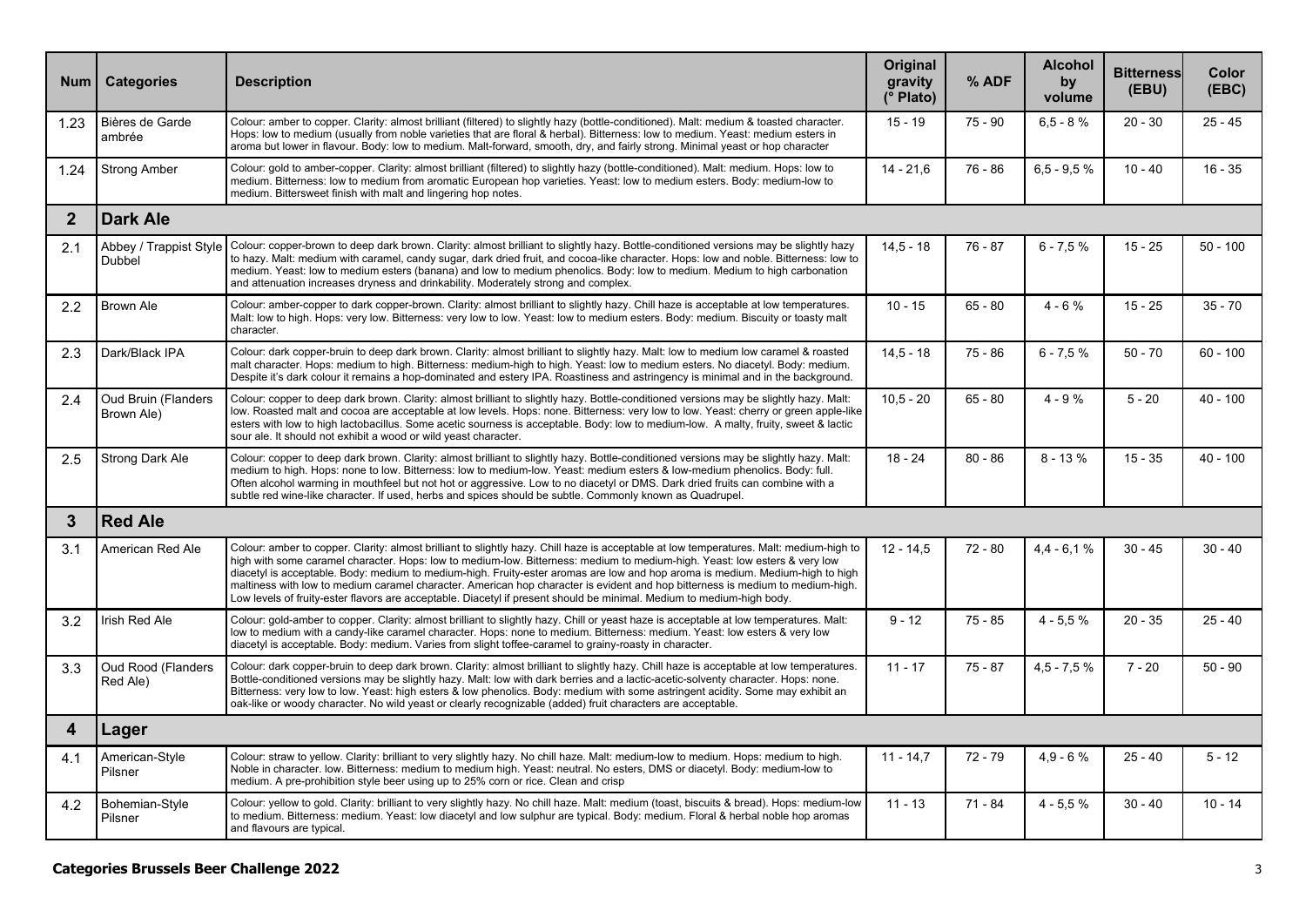| Num | Categories | Description | Original gravity (° Plato) | % ADF | Alcohol by volume | Bitterness (EBU) | Color (EBC) |
|---|---|---|---|---|---|---|---|
| 1.23 | Bières de Garde ambrée | Colour: amber to copper. Clarity: almost brilliant (filtered) to slightly hazy (bottle-conditioned). Malt: medium & toasted character. Hops: low to medium (usually from noble varieties that are floral & herbal). Bitterness: low to medium. Yeast: medium esters in aroma but lower in flavour. Body: low to medium. Malt-forward, smooth, dry, and fairly strong. Minimal yeast or hop character | 15 - 19 | 75 - 90 | 6,5 - 8 % | 20 - 30 | 25 - 45 |
| 1.24 | Strong Amber | Colour: gold to amber-copper. Clarity: almost brilliant (filtered) to slightly hazy (bottle-conditioned). Malt: medium. Hops: low to medium. Bitterness: low to medium from aromatic European hop varieties. Yeast: low to medium esters. Body: medium-low to medium. Bittersweet finish with malt and lingering hop notes. | 14 - 21,6 | 76 - 86 | 6,5 - 9,5 % | 10 - 40 | 16 - 35 |
| **2** | **Dark Ale** | | | | | | |
| 2.1 | Abbey / Trappist Style Dubbel | Colour: copper-brown to deep dark brown. Clarity: almost brilliant to slightly hazy. Bottle-conditioned versions may be slightly hazy to hazy. Malt: medium with caramel, candy sugar, dark dried fruit, and cocoa-like character. Hops: low and noble. Bitterness: low to medium. Yeast: low to medium esters (banana) and low to medium phenolics. Body: low to medium. Medium to high carbonation and attenuation increases dryness and drinkability. Moderately strong and complex. | 14,5 - 18 | 76 - 87 | 6 - 7,5 % | 15 - 25 | 50 - 100 |
| 2.2 | Brown Ale | Colour: amber-copper to dark copper-brown. Clarity: almost brilliant to slightly hazy. Chill haze is acceptable at low temperatures. Malt: low to high. Hops: very low. Bitterness: very low to low. Yeast: low to medium esters. Body: medium. Biscuity or toasty malt character. | 10 - 15 | 65 - 80 | 4 - 6 % | 15 - 25 | 35 - 70 |
| 2.3 | Dark/Black IPA | Colour: dark copper-bruin to deep dark brown. Clarity: almost brilliant to slightly hazy. Malt: low to medium low caramel & roasted malt character. Hops: medium to high. Bitterness: medium-high to high. Yeast: low to medium esters. No diacetyl. Body: medium. Despite it's dark colour it remains a hop-dominated and estery IPA. Roastiness and astringency is minimal and in the background. | 14,5 - 18 | 75 - 86 | 6 - 7,5 % | 50 - 70 | 60 - 100 |
| 2.4 | Oud Bruin (Flanders Brown Ale) | Colour: copper to deep dark brown. Clarity: almost brilliant to slightly hazy. Bottle-conditioned versions may be slightly hazy. Malt: low. Roasted malt and cocoa are acceptable at low levels. Hops: none. Bitterness: very low to low. Yeast: cherry or green apple-like esters with low to high lactobacillus. Some acetic sourness is acceptable. Body: low to medium-low. A malty, fruity, sweet & lactic sour ale. It should not exhibit a wood or wild yeast character. | 10,5 - 20 | 65 - 80 | 4 - 9 % | 5 - 20 | 40 - 100 |
| 2.5 | Strong Dark Ale | Colour: copper to deep dark brown. Clarity: almost brilliant to slightly hazy. Bottle-conditioned versions may be slightly hazy. Malt: medium to high. Hops: none to low. Bitterness: low to medium-low. Yeast: medium esters & low-medium phenolics. Body: full. Often alcohol warming in mouthfeel but not hot or aggressive. Low to no diacetyl or DMS. Dark dried fruits can combine with a subtle red wine-like character. If used, herbs and spices should be subtle. Commonly known as Quadrupel. | 18 - 24 | 80 - 86 | 8 - 13 % | 15 - 35 | 40 - 100 |
| **3** | **Red Ale** | | | | | | |
| 3.1 | American Red Ale | Colour: amber to copper. Clarity: almost brilliant to slightly hazy. Chill haze is acceptable at low temperatures. Malt: medium-high to high with some caramel character. Hops: low to medium-low. Bitterness: medium to medium-high. Yeast: low esters & very low diacetyl is acceptable. Body: medium to medium-high. Fruity-ester aromas are low and hop aroma is medium. Medium-high to high maltiness with low to medium caramel character. American hop character is evident and hop bitterness is medium to medium-high. Low levels of fruity-ester flavors are acceptable. Diacetyl if present should be minimal. Medium to medium-high body. | 12 - 14,5 | 72 - 80 | 4,4 - 6,1 % | 30 - 45 | 30 - 40 |
| 3.2 | Irish Red Ale | Colour: gold-amber to copper. Clarity: almost brilliant to slightly hazy. Chill or yeast haze is acceptable at low temperatures. Malt: low to medium with a candy-like caramel character. Hops: none to medium. Bitterness: medium. Yeast: low esters & very low diacetyl is acceptable. Body: medium. Varies from slight toffee-caramel to grainy-roasty in character. | 9 - 12 | 75 - 85 | 4 - 5,5 % | 20 - 35 | 25 - 40 |
| 3.3 | Oud Rood (Flanders Red Ale) | Colour: dark copper-bruin to deep dark brown. Clarity: almost brilliant to slightly hazy. Chill haze is acceptable at low temperatures. Bottle-conditioned versions may be slightly hazy. Malt: low with dark berries and a lactic-acetic-solventy character. Hops: none. Bitterness: very low to low. Yeast: high esters & low phenolics. Body: medium with some astringent acidity. Some may exhibit an oak-like or woody character. No wild yeast or clearly recognizable (added) fruit characters are acceptable. | 11 - 17 | 75 - 87 | 4,5 - 7,5 % | 7 - 20 | 50 - 90 |
| **4** | **Lager** | | | | | | |
| 4.1 | American-Style Pilsner | Colour: straw to yellow. Clarity: brilliant to very slightly hazy. No chill haze. Malt: medium-low to medium. Hops: medium to high. Noble in character. low. Bitterness: medium to medium high. Yeast: neutral. No esters, DMS or diacetyl. Body: medium-low to medium. A pre-prohibition style beer using up to 25% corn or rice. Clean and crisp | 11 - 14,7 | 72 - 79 | 4,9 - 6 % | 25 - 40 | 5 - 12 |
| 4.2 | Bohemian-Style Pilsner | Colour: yellow to gold. Clarity: brilliant to very slightly hazy. No chill haze. Malt: medium (toast, biscuits & bread). Hops: medium-low to medium. Bitterness: medium. Yeast: low diacetyl and low sulphur are typical. Body: medium. Floral & herbal noble hop aromas and flavours are typical. | 11 - 13 | 71 - 84 | 4 - 5,5 % | 30 - 40 | 10 - 14 |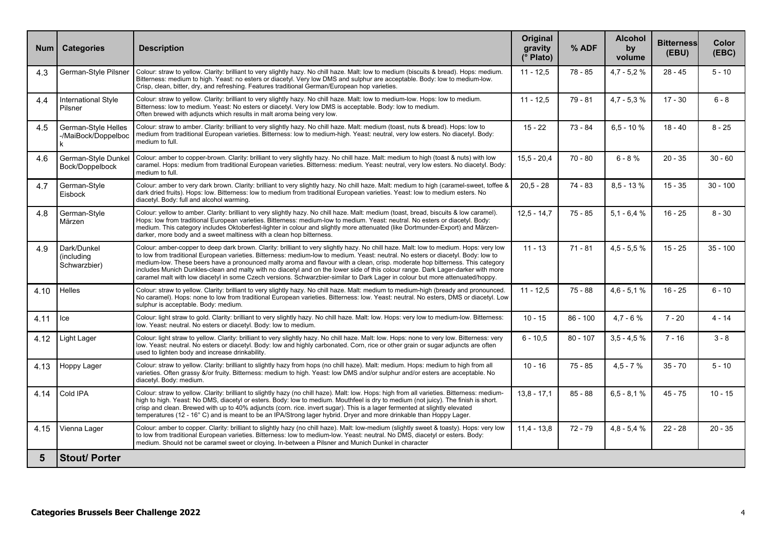| Num | Categories | Description | Original gravity (° Plato) | % ADF | Alcohol by volume | Bitterness (EBU) | Color (EBC) |
|---|---|---|---|---|---|---|---|
| 4.3 | German-Style Pilsner | Colour: straw to yellow. Clarity: brilliant to very slightly hazy. No chill haze. Malt: low to medium (biscuits & bread). Hops: medium. Bitterness: medium to high. Yeast: no esters or diacetyl. Very low DMS and sulphur are acceptable. Body: low to medium-low. Crisp, clean, bitter, dry, and refreshing. Features traditional German/European hop varieties. | 11 - 12,5 | 78 - 85 | 4,7 - 5,2 % | 28 - 45 | 5 - 10 |
| 4.4 | International Style Pilsner | Colour: straw to yellow. Clarity: brilliant to very slightly hazy. No chill haze. Malt: low to medium-low. Hops: low to medium. Bitterness: low to medium. Yeast: No esters or diacetyl. Very low DMS is acceptable. Body: low to medium. Often brewed with adjuncts which results in malt aroma being very low. | 11 - 12,5 | 79 - 81 | 4,7 - 5,3 % | 17 - 30 | 6 - 8 |
| 4.5 | German-Style Helles -/MaiBock/Doppelbock | Colour: straw to amber. Clarity: brilliant to very slightly hazy. No chill haze. Malt: medium (toast, nuts & bread). Hops: low to medium from traditional European varieties. Bitterness: low to medium-high. Yeast: neutral, very low esters. No diacetyl. Body: medium to full. | 15 - 22 | 73 - 84 | 6,5 - 10 % | 18 - 40 | 8 - 25 |
| 4.6 | German-Style Dunkel Bock/Doppelbock | Colour: amber to copper-brown. Clarity: brilliant to very slightly hazy. No chill haze. Malt: medium to high (toast & nuts) with low caramel. Hops: medium from traditional European varieties. Bitterness: medium. Yeast: neutral, very low esters. No diacetyl. Body: medium to full. | 15,5 - 20,4 | 70 - 80 | 6 - 8 % | 20 - 35 | 30 - 60 |
| 4.7 | German-Style Eisbock | Colour: amber to very dark brown. Clarity: brilliant to very slightly hazy. No chill haze. Malt: medium to high (caramel-sweet, toffee & dark dried fruits). Hops: low. Bitterness: low to medium from traditional European varieties. Yeast: low to medium esters. No diacetyl. Body: full and alcohol warming. | 20,5 - 28 | 74 - 83 | 8,5 - 13 % | 15 - 35 | 30 - 100 |
| 4.8 | German-Style Märzen | Colour: yellow to amber. Clarity: brilliant to very slightly hazy. No chill haze. Malt: medium (toast, bread, biscuits & low caramel). Hops: low from traditional European varieties. Bitterness: medium-low to medium. Yeast: neutral. No esters or diacetyl. Body: medium. This category includes Oktoberfest-lighter in colour and slightly more attenuated (like Dortmunder-Export) and Märzen-darker, more body and a sweet maltiness with a clean hop bitterness. | 12,5 - 14,7 | 75 - 85 | 5,1 - 6,4 % | 16 - 25 | 8 - 30 |
| 4.9 | Dark/Dunkel (including Schwarzbier) | Colour: amber-copper to deep dark brown. Clarity: brilliant to very slightly hazy. No chill haze. Malt: low to medium. Hops: very low to low from traditional European varieties. Bitterness: medium-low to medium. Yeast: neutral. No esters or diacetyl. Body: low to medium-low. These beers have a pronounced malty aroma and flavour with a clean, crisp. moderate hop bitterness. This category includes Munich Dunkles-clean and malty with no diacetyl and on the lower side of this colour range. Dark Lager-darker with more caramel malt with low diacetyl in some Czech versions. Schwarzbier-similar to Dark Lager in colour but more attenuated/hoppy. | 11 - 13 | 71 - 81 | 4,5 - 5,5 % | 15 - 25 | 35 - 100 |
| 4.10 | Helles | Colour: straw to yellow. Clarity: brilliant to very slightly hazy. No chill haze. Malt: medium to medium-high (bready and pronounced. No caramel). Hops: none to low from traditional European varieties. Bitterness: low. Yeast: neutral. No esters, DMS or diacetyl. Low sulphur is acceptable. Body: medium. | 11 - 12,5 | 75 - 88 | 4,6 - 5,1 % | 16 - 25 | 6 - 10 |
| 4.11 | Ice | Colour: light straw to gold. Clarity: brilliant to very slightly hazy. No chill haze. Malt: low. Hops: very low to medium-low. Bitterness: low. Yeast: neutral. No esters or diacetyl. Body: low to medium. | 10 - 15 | 86 - 100 | 4,7 - 6 % | 7 - 20 | 4 - 14 |
| 4.12 | Light Lager | Colour: light straw to yellow. Clarity: brilliant to very slightly hazy. No chill haze. Malt: low. Hops: none to very low. Bitterness: very low. Yeast: neutral. No esters or diacetyl. Body: low and highly carbonated. Corn, rice or other grain or sugar adjuncts are often used to lighten body and increase drinkability. | 6 - 10,5 | 80 - 107 | 3,5 - 4,5 % | 7 - 16 | 3 - 8 |
| 4.13 | Hoppy Lager | Colour: straw to yellow. Clarity: brilliant to slightly hazy from hops (no chill haze). Malt: medium. Hops: medium to high from all varieties. Often grassy &/or fruity. Bitterness: medium to high. Yeast: low DMS and/or sulphur and/or esters are acceptable. No diacetyl. Body: medium. | 10 - 16 | 75 - 85 | 4,5 - 7 % | 35 - 70 | 5 - 10 |
| 4.14 | Cold IPA | Colour: straw to yellow. Clarity: brilliant to slightly hazy (no chill haze). Malt: low. Hops: high from all varieties. Bitterness: medium-high to high. Yeast: No DMS, diacetyl or esters. Body: low to medium. Mouthfeel is dry to medium (not juicy). The finish is short. crisp and clean. Brewed with up to 40% adjuncts (corn. rice. invert sugar). This is a lager fermented at slightly elevated temperatures (12 - 16° C) and is meant to be an IPA/Strong lager hybrid. Dryer and more drinkable than Hoppy Lager. | 13,8 - 17,1 | 85 - 88 | 6,5 - 8,1 % | 45 - 75 | 10 - 15 |
| 4.15 | Vienna Lager | Colour: amber to copper. Clarity: brilliant to slightly hazy (no chill haze). Malt: low-medium (slightly sweet & toasty). Hops: very low to low from traditional European varieties. Bitterness: low to medium-low. Yeast: neutral. No DMS, diacetyl or esters. Body: medium. Should not be caramel sweet or cloying. In-between a Pilsner and Munich Dunkel in character | 11,4 - 13,8 | 72 - 79 | 4,8 - 5,4 % | 22 - 28 | 20 - 35 |
| **5** | **Stout/ Porter** | | | | | | |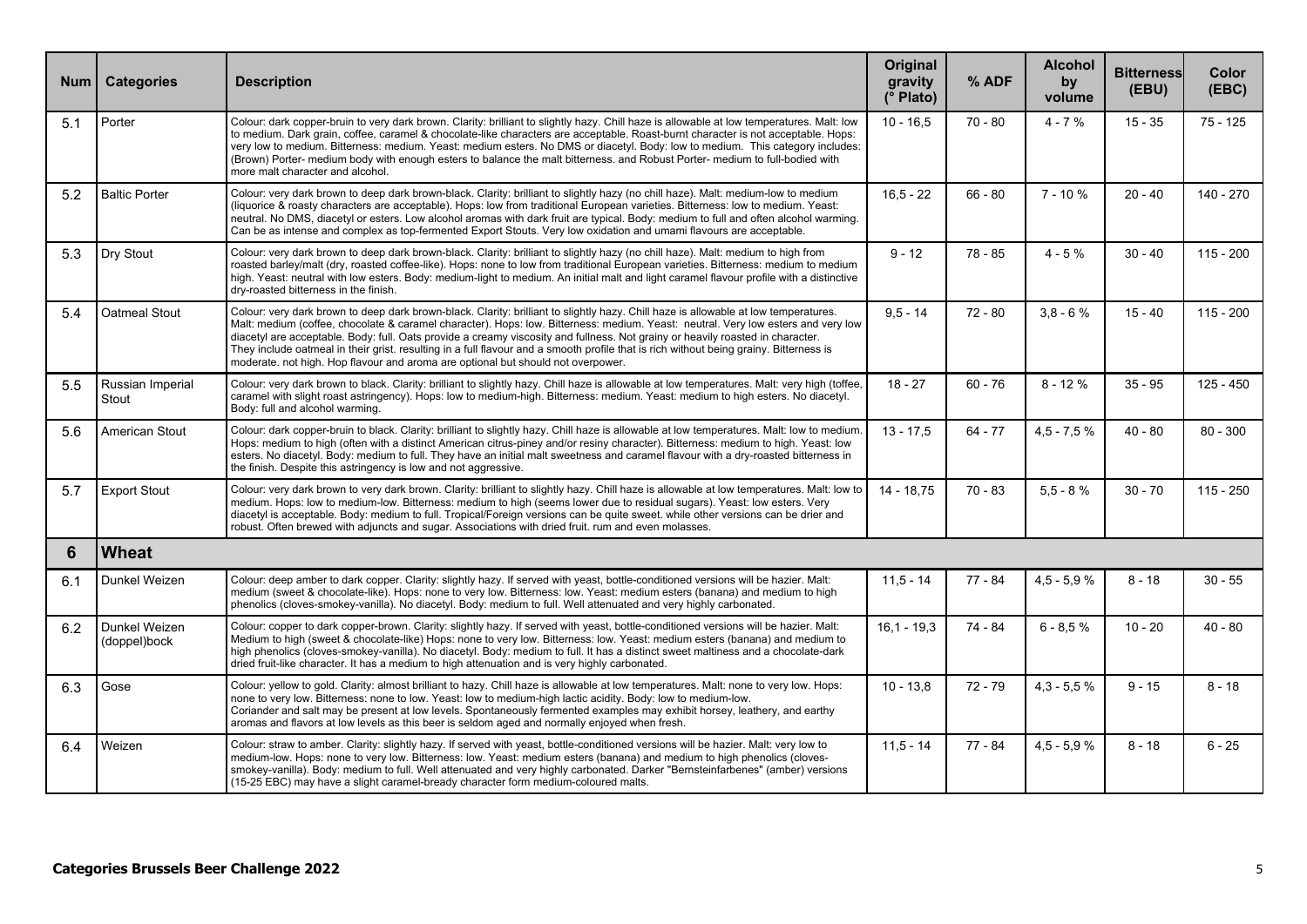| Num | Categories | Description | Original gravity (° Plato) | % ADF | Alcohol by volume | Bitterness (EBU) | Color (EBC) |
|---|---|---|---|---|---|---|---|
| 5.1 | Porter | Colour: dark copper-bruin to very dark brown. Clarity: brilliant to slightly hazy. Chill haze is allowable at low temperatures. Malt: low to medium. Dark grain, coffee, caramel & chocolate-like characters are acceptable. Roast-burnt character is not acceptable. Hops: very low to medium. Bitterness: medium. Yeast: medium esters. No DMS or diacetyl. Body: low to medium. This category includes: (Brown) Porter- medium body with enough esters to balance the malt bitterness. and Robust Porter- medium to full-bodied with more malt character and alcohol. | 10 - 16,5 | 70 - 80 | 4 - 7 % | 15 - 35 | 75 - 125 |
| 5.2 | Baltic Porter | Colour: very dark brown to deep dark brown-black. Clarity: brilliant to slightly hazy (no chill haze). Malt: medium-low to medium (liquorice & roasty characters are acceptable). Hops: low from traditional European varieties. Bitterness: low to medium. Yeast: neutral. No DMS, diacetyl or esters. Low alcohol aromas with dark fruit are typical. Body: medium to full and often alcohol warming. Can be as intense and complex as top-fermented Export Stouts. Very low oxidation and umami flavours are acceptable. | 16,5 - 22 | 66 - 80 | 7 - 10 % | 20 - 40 | 140 - 270 |
| 5.3 | Dry Stout | Colour: very dark brown to deep dark brown-black. Clarity: brilliant to slightly hazy (no chill haze). Malt: medium to high from roasted barley/malt (dry, roasted coffee-like). Hops: none to low from traditional European varieties. Bitterness: medium to medium high. Yeast: neutral with low esters. Body: medium-light to medium. An initial malt and light caramel flavour profile with a distinctive dry-roasted bitterness in the finish. | 9 - 12 | 78 - 85 | 4 - 5 % | 30 - 40 | 115 - 200 |
| 5.4 | Oatmeal Stout | Colour: very dark brown to deep dark brown-black. Clarity: brilliant to slightly hazy. Chill haze is allowable at low temperatures. Malt: medium (coffee, chocolate & caramel character). Hops: low. Bitterness: medium. Yeast: neutral. Very low esters and very low diacetyl are acceptable. Body: full. Oats provide a creamy viscosity and fullness. Not grainy or heavily roasted in character. They include oatmeal in their grist. resulting in a full flavour and a smooth profile that is rich without being grainy. Bitterness is moderate. not high. Hop flavour and aroma are optional but should not overpower. | 9,5 - 14 | 72 - 80 | 3,8 - 6 % | 15 - 40 | 115 - 200 |
| 5.5 | Russian Imperial Stout | Colour: very dark brown to black. Clarity: brilliant to slightly hazy. Chill haze is allowable at low temperatures. Malt: very high (toffee, caramel with slight roast astringency). Hops: low to medium-high. Bitterness: medium. Yeast: medium to high esters. No diacetyl. Body: full and alcohol warming. | 18 - 27 | 60 - 76 | 8 - 12 % | 35 - 95 | 125 - 450 |
| 5.6 | American Stout | Colour: dark copper-bruin to black. Clarity: brilliant to slightly hazy. Chill haze is allowable at low temperatures. Malt: low to medium. Hops: medium to high (often with a distinct American citrus-piney and/or resiny character). Bitterness: medium to high. Yeast: low esters. No diacetyl. Body: medium to full. They have an initial malt sweetness and caramel flavour with a dry-roasted bitterness in the finish. Despite this astringency is low and not aggressive. | 13 - 17,5 | 64 - 77 | 4,5 - 7,5 % | 40 - 80 | 80 - 300 |
| 5.7 | Export Stout | Colour: very dark brown to very dark brown. Clarity: brilliant to slightly hazy. Chill haze is allowable at low temperatures. Malt: low to medium. Hops: low to medium-low. Bitterness: medium to high (seems lower due to residual sugars). Yeast: low esters. Very diacetyl is acceptable. Body: medium to full. Tropical/Foreign versions can be quite sweet. while other versions can be drier and robust. Often brewed with adjuncts and sugar. Associations with dried fruit. rum and even molasses. | 14 - 18,75 | 70 - 83 | 5,5 - 8 % | 30 - 70 | 115 - 250 |
| **6** | **Wheat** | | | | | | |
| 6.1 | Dunkel Weizen | Colour: deep amber to dark copper. Clarity: slightly hazy. If served with yeast, bottle-conditioned versions will be hazier. Malt: medium (sweet & chocolate-like). Hops: none to very low. Bitterness: low. Yeast: medium esters (banana) and medium to high phenolics (cloves-smokey-vanilla). No diacetyl. Body: medium to full. Well attenuated and very highly carbonated. | 11,5 - 14 | 77 - 84 | 4,5 - 5,9 % | 8 - 18 | 30 - 55 |
| 6.2 | Dunkel Weizen (doppel)bock | Colour: copper to dark copper-brown. Clarity: slightly hazy. If served with yeast, bottle-conditioned versions will be hazier. Malt: Medium to high (sweet & chocolate-like) Hops: none to very low. Bitterness: low. Yeast: medium esters (banana) and medium to high phenolics (cloves-smokey-vanilla). No diacetyl. Body: medium to full. It has a distinct sweet maltiness and a chocolate-dark dried fruit-like character. It has a medium to high attenuation and is very highly carbonated. | 16,1 - 19,3 | 74 - 84 | 6 - 8,5 % | 10 - 20 | 40 - 80 |
| 6.3 | Gose | Colour: yellow to gold. Clarity: almost brilliant to hazy. Chill haze is allowable at low temperatures. Malt: none to very low. Hops: none to very low. Bitterness: none to low. Yeast: low to medium-high lactic acidity. Body: low to medium-low. Coriander and salt may be present at low levels. Spontaneously fermented examples may exhibit horsey, leathery, and earthy aromas and flavors at low levels as this beer is seldom aged and normally enjoyed when fresh. | 10 - 13,8 | 72 - 79 | 4,3 - 5,5 % | 9 - 15 | 8 - 18 |
| 6.4 | Weizen | Colour: straw to amber. Clarity: slightly hazy. If served with yeast, bottle-conditioned versions will be hazier. Malt: very low to medium-low. Hops: none to very low. Bitterness: low. Yeast: medium esters (banana) and medium to high phenolics (cloves-smokey-vanilla). Body: medium to full. Well attenuated and very highly carbonated. Darker "Bernsteinfarbenes" (amber) versions (15-25 EBC) may have a slight caramel-bready character form medium-coloured malts. | 11,5 - 14 | 77 - 84 | 4,5 - 5,9 % | 8 - 18 | 6 - 25 |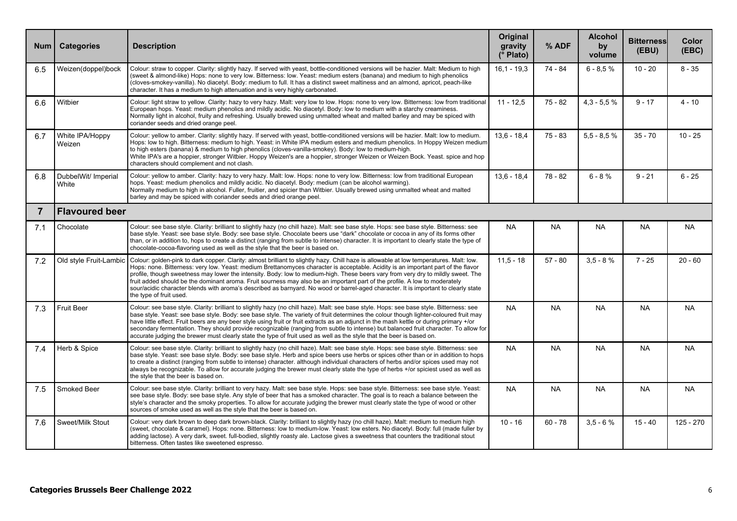| Num | Categories | Description | Original gravity (° Plato) | % ADF | Alcohol by volume | Bitterness (EBU) | Color (EBC) |
|---|---|---|---|---|---|---|---|
| 6.5 | Weizen(doppel)bock | Colour: straw to copper. Clarity: slightly hazy. If served with yeast, bottle-conditioned versions will be hazier. Malt: Medium to high (sweet & almond-like) Hops: none to very low. Bitterness: low. Yeast: medium esters (banana) and medium to high phenolics (cloves-smokey-vanilla). No diacetyl. Body: medium to full. It has a distinct sweet maltiness and an almond, apricot, peach-like character. It has a medium to high attenuation and is very highly carbonated. | 16,1 - 19,3 | 74 - 84 | 6 - 8,5 % | 10 - 20 | 8 - 35 |
| 6.6 | Witbier | Colour: light straw to yellow. Clarity: hazy to very hazy. Malt: very low to low. Hops: none to very low. Bitterness: low from traditional European hops. Yeast: medium phenolics and mildly acidic. No diacetyl. Body: low to medium with a starchy creaminess. Normally light in alcohol, fruity and refreshing. Usually brewed using unmalted wheat and malted barley and may be spiced with coriander seeds and dried orange peel. | 11 - 12,5 | 75 - 82 | 4,3 - 5,5 % | 9 - 17 | 4 - 10 |
| 6.7 | White IPA/Hoppy Weizen | Colour: yellow to amber. Clarity: slightly hazy. If served with yeast, bottle-conditioned versions will be hazier. Malt: low to medium. Hops: low to high. Bitterness: medium to high. Yeast: In White IPA medium esters and medium phenolics. In Hoppy Weizen medium to high esters (banana) & medium to high phenolics (cloves-vanilla-smokey). Body: low to medium-high. White IPA's are a hoppier, stronger Witbier. Hoppy Weizen's are a hoppier, stronger Weizen or Weizen Bock. Yeast. spice and hop characters should complement and not clash. | 13,6 - 18,4 | 75 - 83 | 5,5 - 8,5 % | 35 - 70 | 10 - 25 |
| 6.8 | DubbelWit/ Imperial White | Colour: yellow to amber. Clarity: hazy to very hazy. Malt: low. Hops: none to very low. Bitterness: low from traditional European hops. Yeast: medium phenolics and mildly acidic. No diacetyl. Body: medium (can be alcohol warming). Normally medium to high in alcohol. Fuller, fruitier, and spicier than Witbier. Usually brewed using unmalted wheat and malted barley and may be spiced with coriander seeds and dried orange peel. | 13,6 - 18,4 | 78 - 82 | 6 - 8 % | 9 - 21 | 6 - 25 |
| **7** | **Flavoured beer** | | | | | | |
| 7.1 | Chocolate | Colour: see base style. Clarity: brilliant to slightly hazy (no chill haze). Malt: see base style. Hops: see base style. Bitterness: see base style. Yeast: see base style. Body: see base style. Chocolate beers use "dark" chocolate or cocoa in any of its forms other than, or in addition to, hops to create a distinct (ranging from subtle to intense) character. It is important to clearly state the type of chocolate-cocoa-flavoring used as well as the style that the beer is based on. | NA | NA | NA | NA | NA |
| 7.2 | Old style Fruit-Lambic | Colour: golden-pink to dark copper. Clarity: almost brilliant to slightly hazy. Chill haze is allowable at low temperatures. Malt: low. Hops: none. Bitterness: very low. Yeast: medium Brettanomyces character is acceptable. Acidity is an important part of the flavor profile, though sweetness may lower the intensity. Body: low to medium-high. These beers vary from very dry to mildly sweet. The fruit added should be the dominant aroma. Fruit sourness may also be an important part of the profile. A low to moderately sour/acidic character blends with aroma's described as barnyard. No wood or barrel-aged character. It is important to clearly state the type of fruit used. | 11,5 - 18 | 57 - 80 | 3,5 - 8 % | 7 - 25 | 20 - 60 |
| 7.3 | Fruit Beer | Colour: see base style. Clarity: brilliant to slightly hazy (no chill haze). Malt: see base style. Hops: see base style. Bitterness: see base style. Yeast: see base style. Body: see base style. The variety of fruit determines the colour though lighter-coloured fruit may have little effect. Fruit beers are any beer style using fruit or fruit extracts as an adjunct in the mash kettle or during primary +/or secondary fermentation. They should provide recognizable (ranging from subtle to intense) but balanced fruit character. To allow for accurate judging the brewer must clearly state the type of fruit used as well as the style that the beer is based on. | NA | NA | NA | NA | NA |
| 7.4 | Herb & Spice | Colour: see base style. Clarity: brilliant to slightly hazy (no chill haze). Malt: see base style. Hops: see base style. Bitterness: see base style. Yeast: see base style. Body: see base style. Herb and spice beers use herbs or spices other than or in addition to hops to create a distinct (ranging from subtle to intense) character. although individual characters of herbs and/or spices used may not always be recognizable. To allow for accurate judging the brewer must clearly state the type of herbs +/or spiciest used as well as the style that the beer is based on. | NA | NA | NA | NA | NA |
| 7.5 | Smoked Beer | Colour: see base style. Clarity: brilliant to very hazy. Malt: see base style. Hops: see base style. Bitterness: see base style. Yeast: see base style. Body: see base style. Any style of beer that has a smoked character. The goal is to reach a balance between the style's character and the smoky properties. To allow for accurate judging the brewer must clearly state the type of wood or other sources of smoke used as well as the style that the beer is based on. | NA | NA | NA | NA | NA |
| 7.6 | Sweet/Milk Stout | Colour: very dark brown to deep dark brown-black. Clarity: brilliant to slightly hazy (no chill haze). Malt: medium to medium high (sweet, chocolate & caramel). Hops: none. Bitterness: low to medium-low. Yeast: low esters. No diacetyl. Body: full (made fuller by adding lactose). A very dark, sweet. full-bodied, slightly roasty ale. Lactose gives a sweetness that counters the traditional stout bitterness. Often tastes like sweetened espresso. | 10 - 16 | 60 - 78 | 3,5 - 6 % | 15 - 40 | 125 - 270 |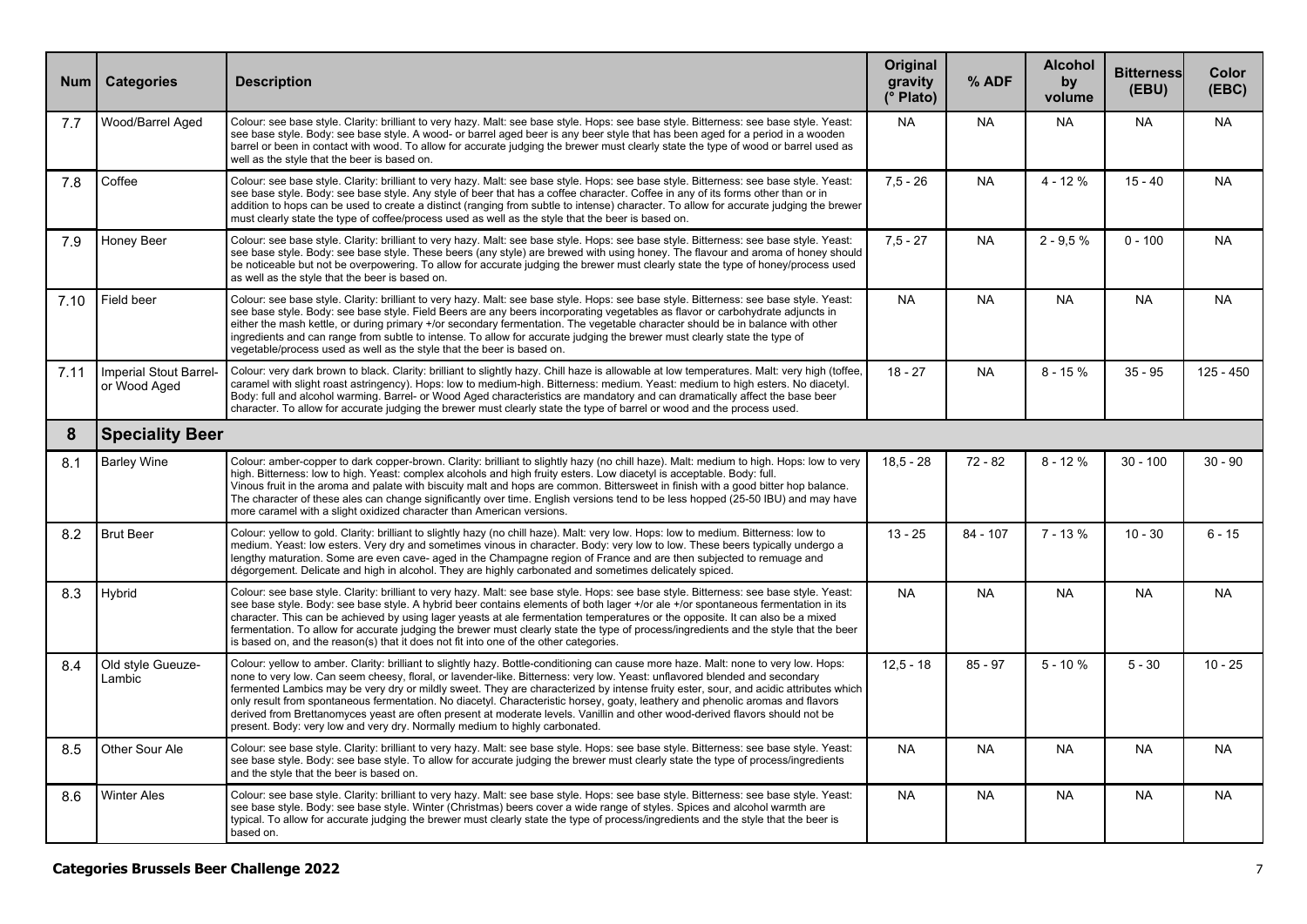| Num | Categories | Description | Original gravity (° Plato) | % ADF | Alcohol by volume | Bitterness (EBU) | Color (EBC) |
|---|---|---|---|---|---|---|---|
| 7.7 | Wood/Barrel Aged | Colour: see base style. Clarity: brilliant to very hazy. Malt: see base style. Hops: see base style. Bitterness: see base style. Yeast: see base style. Body: see base style. A wood- or barrel aged beer is any beer style that has been aged for a period in a wooden barrel or been in contact with wood. To allow for accurate judging the brewer must clearly state the type of wood or barrel used as well as the style that the beer is based on. | NA | NA | NA | NA | NA |
| 7.8 | Coffee | Colour: see base style. Clarity: brilliant to very hazy. Malt: see base style. Hops: see base style. Bitterness: see base style. Yeast: see base style. Body: see base style. Any style of beer that has a coffee character. Coffee in any of its forms other than or in addition to hops can be used to create a distinct (ranging from subtle to intense) character. To allow for accurate judging the brewer must clearly state the type of coffee/process used as well as the style that the beer is based on. | 7,5 - 26 | NA | 4 - 12 % | 15 - 40 | NA |
| 7.9 | Honey Beer | Colour: see base style. Clarity: brilliant to very hazy. Malt: see base style. Hops: see base style. Bitterness: see base style. Yeast: see base style. Body: see base style. These beers (any style) are brewed with using honey. The flavour and aroma of honey should be noticeable but not be overpowering. To allow for accurate judging the brewer must clearly state the type of honey/process used as well as the style that the beer is based on. | 7,5 - 27 | NA | 2 - 9,5 % | 0 - 100 | NA |
| 7.10 | Field beer | Colour: see base style. Clarity: brilliant to very hazy. Malt: see base style. Hops: see base style. Bitterness: see base style. Yeast: see base style. Body: see base style. Field Beers are any beers incorporating vegetables as flavor or carbohydrate adjuncts in either the mash kettle, or during primary +/or secondary fermentation. The vegetable character should be in balance with other ingredients and can range from subtle to intense. To allow for accurate judging the brewer must clearly state the type of vegetable/process used as well as the style that the beer is based on. | NA | NA | NA | NA | NA |
| 7.11 | Imperial Stout Barrel- or Wood Aged | Colour: very dark brown to black. Clarity: brilliant to slightly hazy. Chill haze is allowable at low temperatures. Malt: very high (toffee, caramel with slight roast astringency). Hops: low to medium-high. Bitterness: medium. Yeast: medium to high esters. No diacetyl. Body: full and alcohol warming. Barrel- or Wood Aged characteristics are mandatory and can dramatically affect the base beer character. To allow for accurate judging the brewer must clearly state the type of barrel or wood and the process used. | 18 - 27 | NA | 8 - 15 % | 35 - 95 | 125 - 450 |
| **8** | **Speciality Beer** | | | | | | |
| 8.1 | Barley Wine | Colour: amber-copper to dark copper-brown. Clarity: brilliant to slightly hazy (no chill haze). Malt: medium to high. Hops: low to very high. Bitterness: low to high. Yeast: complex alcohols and high fruity esters. Low diacetyl is acceptable. Body: full. Vinous fruit in the aroma and palate with biscuity malt and hops are common. Bittersweet in finish with a good bitter hop balance. The character of these ales can change significantly over time. English versions tend to be less hopped (25-50 IBU) and may have more caramel with a slight oxidized character than American versions. | 18,5 - 28 | 72 - 82 | 8 - 12 % | 30 - 100 | 30 - 90 |
| 8.2 | Brut Beer | Colour: yellow to gold. Clarity: brilliant to slightly hazy (no chill haze). Malt: very low. Hops: low to medium. Bitterness: low to medium. Yeast: low esters. Very dry and sometimes vinous in character. Body: very low to low. These beers typically undergo a lengthy maturation. Some are even cave- aged in the Champagne region of France and are then subjected to remuage and dégorgement. Delicate and high in alcohol. They are highly carbonated and sometimes delicately spiced. | 13 - 25 | 84 - 107 | 7 - 13 % | 10 - 30 | 6 - 15 |
| 8.3 | Hybrid | Colour: see base style. Clarity: brilliant to very hazy. Malt: see base style. Hops: see base style. Bitterness: see base style. Yeast: see base style. Body: see base style. A hybrid beer contains elements of both lager +/or ale +/or spontaneous fermentation in its character. This can be achieved by using lager yeasts at ale fermentation temperatures or the opposite. It can also be a mixed fermentation. To allow for accurate judging the brewer must clearly state the type of process/ingredients and the style that the beer is based on, and the reason(s) that it does not fit into one of the other categories. | NA | NA | NA | NA | NA |
| 8.4 | Old style Gueuze-Lambic | Colour: yellow to amber. Clarity: brilliant to slightly hazy. Bottle-conditioning can cause more haze. Malt: none to very low. Hops: none to very low. Can seem cheesy, floral, or lavender-like. Bitterness: very low. Yeast: unflavored blended and secondary fermented Lambics may be very dry or mildly sweet. They are characterized by intense fruity ester, sour, and acidic attributes which only result from spontaneous fermentation. No diacetyl. Characteristic horsey, goaty, leathery and phenolic aromas and flavors derived from Brettanomyces yeast are often present at moderate levels. Vanillin and other wood-derived flavors should not be present. Body: very low and very dry. Normally medium to highly carbonated. | 12,5 - 18 | 85 - 97 | 5 - 10 % | 5 - 30 | 10 - 25 |
| 8.5 | Other Sour Ale | Colour: see base style. Clarity: brilliant to very hazy. Malt: see base style. Hops: see base style. Bitterness: see base style. Yeast: see base style. Body: see base style. To allow for accurate judging the brewer must clearly state the type of process/ingredients and the style that the beer is based on. | NA | NA | NA | NA | NA |
| 8.6 | Winter Ales | Colour: see base style. Clarity: brilliant to very hazy. Malt: see base style. Hops: see base style. Bitterness: see base style. Yeast: see base style. Body: see base style. Winter (Christmas) beers cover a wide range of styles. Spices and alcohol warmth are typical. To allow for accurate judging the brewer must clearly state the type of process/ingredients and the style that the beer is based on. | NA | NA | NA | NA | NA |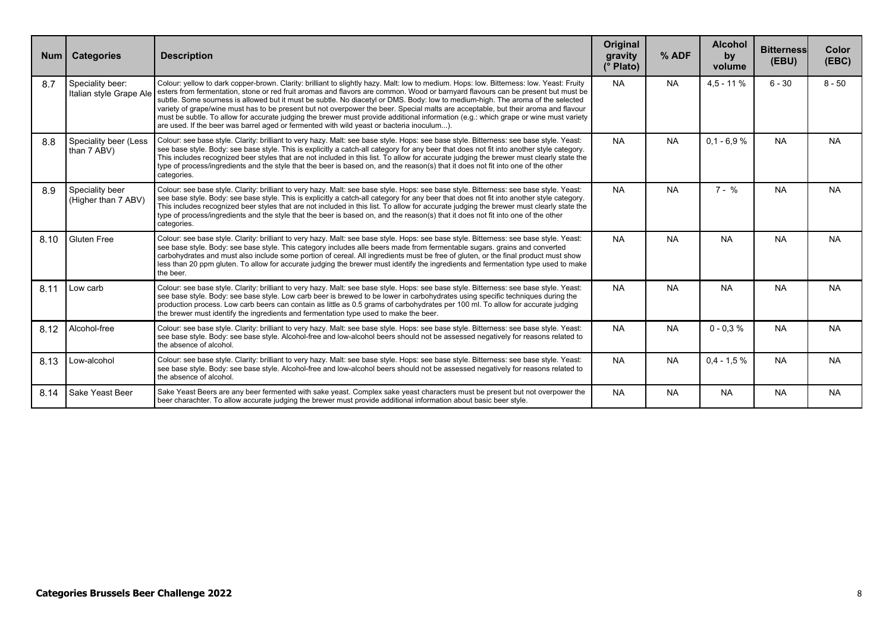| Num | Categories | Description | Original gravity (° Plato) | % ADF | Alcohol by volume | Bitterness (EBU) | Color (EBC) |
|---|---|---|---|---|---|---|---|
| 8.7 | Speciality beer: Italian style Grape Ale | Colour: yellow to dark copper-brown. Clarity: brilliant to slightly hazy. Malt: low to medium. Hops: low. Bitterness: low. Yeast: Fruity esters from fermentation, stone or red fruit aromas and flavors are common. Wood or barnyard flavours can be present but must be subtle. Some sourness is allowed but it must be subtle. No diacetyl or DMS. Body: low to medium-high. The aroma of the selected variety of grape/wine must has to be present but not overpower the beer. Special malts are acceptable, but their aroma and flavour must be subtle. To allow for accurate judging the brewer must provide additional information (e.g.: which grape or wine must variety are used. If the beer was barrel aged or fermented with wild yeast or bacteria inoculum...). | NA | NA | 4,5 - 11 % | 6 - 30 | 8 - 50 |
| 8.8 | Speciality beer (Less than 7 ABV) | Colour: see base style. Clarity: brilliant to very hazy. Malt: see base style. Hops: see base style. Bitterness: see base style. Yeast: see base style. Body: see base style. This is explicitly a catch-all category for any beer that does not fit into another style category. This includes recognized beer styles that are not included in this list. To allow for accurate judging the brewer must clearly state the type of process/ingredients and the style that the beer is based on, and the reason(s) that it does not fit into one of the other categories. | NA | NA | 0,1 - 6,9 % | NA | NA |
| 8.9 | Speciality beer (Higher than 7 ABV) | Colour: see base style. Clarity: brilliant to very hazy. Malt: see base style. Hops: see base style. Bitterness: see base style. Yeast: see base style. Body: see base style. This is explicitly a catch-all category for any beer that does not fit into another style category. This includes recognized beer styles that are not included in this list. To allow for accurate judging the brewer must clearly state the type of process/ingredients and the style that the beer is based on, and the reason(s) that it does not fit into one of the other categories. | NA | NA | 7 - % | NA | NA |
| 8.10 | Gluten Free | Colour: see base style. Clarity: brilliant to very hazy. Malt: see base style. Hops: see base style. Bitterness: see base style. Yeast: see base style. Body: see base style. This category includes alle beers made from fermentable sugars. grains and converted carbohydrates and must also include some portion of cereal. All ingredients must be free of gluten, or the final product must show less than 20 ppm gluten. To allow for accurate judging the brewer must identify the ingredients and fermentation type used to make the beer. | NA | NA | NA | NA | NA |
| 8.11 | Low carb | Colour: see base style. Clarity: brilliant to very hazy. Malt: see base style. Hops: see base style. Bitterness: see base style. Yeast: see base style. Body: see base style. Low carb beer is brewed to be lower in carbohydrates using specific techniques during the production process. Low carb beers can contain as little as 0.5 grams of carbohydrates per 100 ml. To allow for accurate judging the brewer must identify the ingredients and fermentation type used to make the beer. | NA | NA | NA | NA | NA |
| 8.12 | Alcohol-free | Colour: see base style. Clarity: brilliant to very hazy. Malt: see base style. Hops: see base style. Bitterness: see base style. Yeast: see base style. Body: see base style. Alcohol-free and low-alcohol beers should not be assessed negatively for reasons related to the absence of alcohol. | NA | NA | 0 - 0,3 % | NA | NA |
| 8.13 | Low-alcohol | Colour: see base style. Clarity: brilliant to very hazy. Malt: see base style. Hops: see base style. Bitterness: see base style. Yeast: see base style. Body: see base style. Alcohol-free and low-alcohol beers should not be assessed negatively for reasons related to the absence of alcohol. | NA | NA | 0,4 - 1,5 % | NA | NA |
| 8.14 | Sake Yeast Beer | Sake Yeast Beers are any beer fermented with sake yeast. Complex sake yeast characters must be present but not overpower the beer charachter. To allow accurate judging the brewer must provide additional information about basic beer style. | NA | NA | NA | NA | NA |